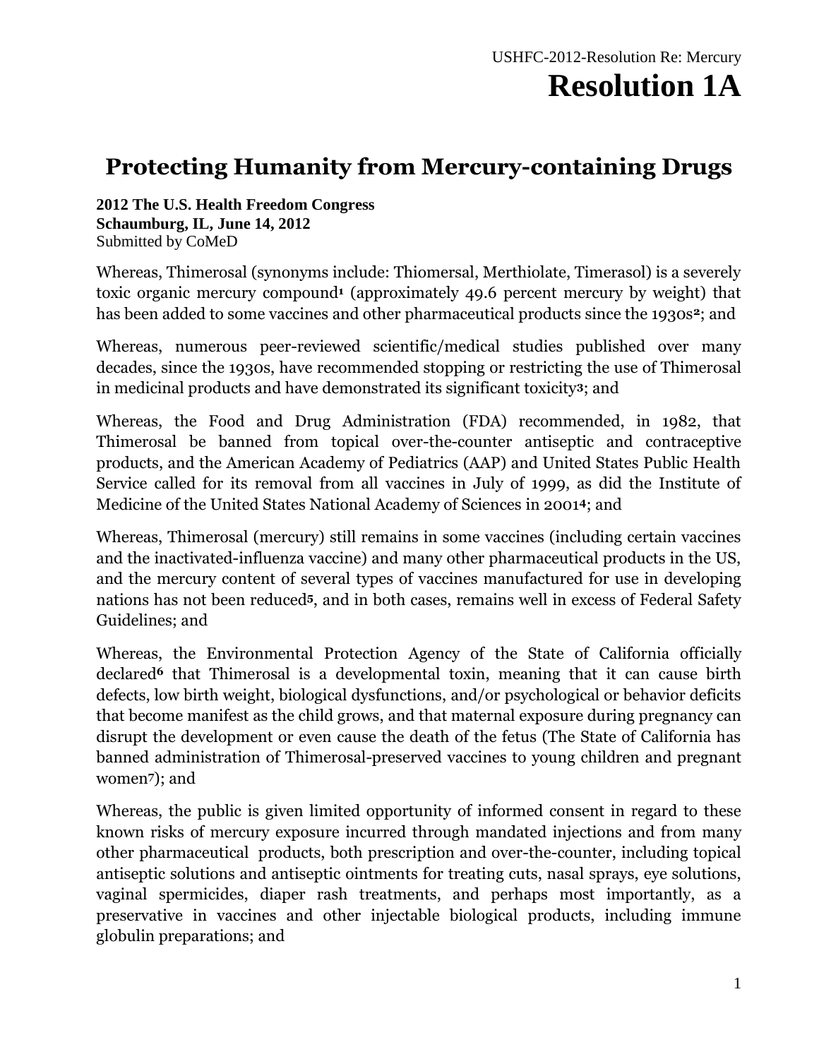USHFC-2012-Resolution Re: Mercury

# Resolution 1A

## Protecting Humanity from Mercury-containing Drugs

**2012 The U.S. Health Freedom Congress**
**Schaumburg, IL, June 14, 2012**
Submitted by CoMeD

Whereas, Thimerosal (synonyms include: Thiomersal, Merthiolate, Timerasol) is a severely toxic organic mercury compound[1] (approximately 49.6 percent mercury by weight) that has been added to some vaccines and other pharmaceutical products since the 1930s[2]; and

Whereas, numerous peer-reviewed scientific/medical studies published over many decades, since the 1930s, have recommended stopping or restricting the use of Thimerosal in medicinal products and have demonstrated its significant toxicity[3]; and

Whereas, the Food and Drug Administration (FDA) recommended, in 1982, that Thimerosal be banned from topical over-the-counter antiseptic and contraceptive products, and the American Academy of Pediatrics (AAP) and United States Public Health Service called for its removal from all vaccines in July of 1999, as did the Institute of Medicine of the United States National Academy of Sciences in 2001[4]; and

Whereas, Thimerosal (mercury) still remains in some vaccines (including certain vaccines and the inactivated-influenza vaccine) and many other pharmaceutical products in the US, and the mercury content of several types of vaccines manufactured for use in developing nations has not been reduced[5], and in both cases, remains well in excess of Federal Safety Guidelines; and

Whereas, the Environmental Protection Agency of the State of California officially declared[6] that Thimerosal is a developmental toxin, meaning that it can cause birth defects, low birth weight, biological dysfunctions, and/or psychological or behavior deficits that become manifest as the child grows, and that maternal exposure during pregnancy can disrupt the development or even cause the death of the fetus (The State of California has banned administration of Thimerosal-preserved vaccines to young children and pregnant women[7]); and

Whereas, the public is given limited opportunity of informed consent in regard to these known risks of mercury exposure incurred through mandated injections and from many other pharmaceutical products, both prescription and over-the-counter, including topical antiseptic solutions and antiseptic ointments for treating cuts, nasal sprays, eye solutions, vaginal spermicides, diaper rash treatments, and perhaps most importantly, as a preservative in vaccines and other injectable biological products, including immune globulin preparations; and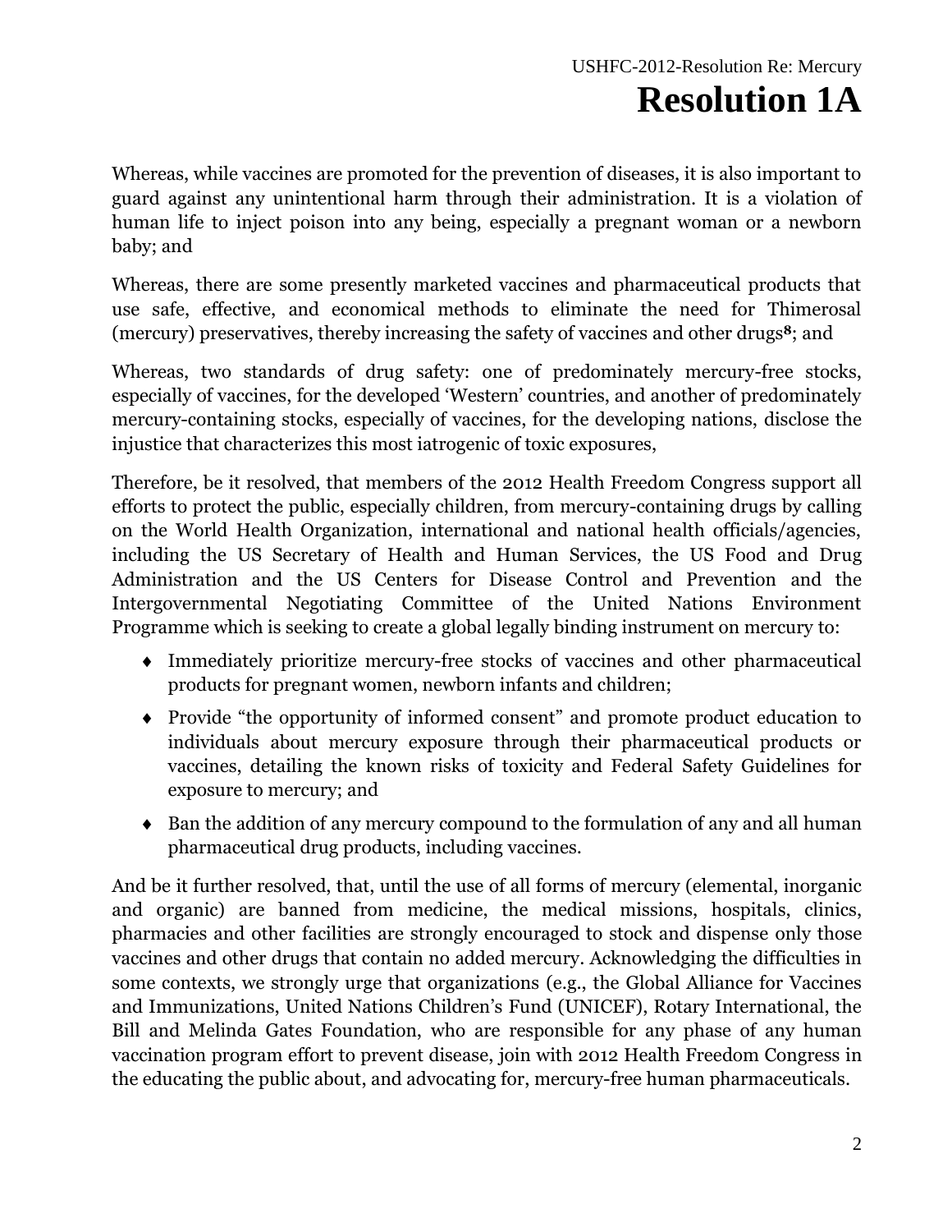# Resolution 1A

Whereas, while vaccines are promoted for the prevention of diseases, it is also important to guard against any unintentional harm through their administration. It is a violation of human life to inject poison into any being, especially a pregnant woman or a newborn baby; and

Whereas, there are some presently marketed vaccines and pharmaceutical products that use safe, effective, and economical methods to eliminate the need for Thimerosal (mercury) preservatives, thereby increasing the safety of vaccines and other drugs[8]; and

Whereas, two standards of drug safety: one of predominately mercury-free stocks, especially of vaccines, for the developed 'Western' countries, and another of predominately mercury-containing stocks, especially of vaccines, for the developing nations, disclose the injustice that characterizes this most iatrogenic of toxic exposures,

Therefore, be it resolved, that members of the 2012 Health Freedom Congress support all efforts to protect the public, especially children, from mercury-containing drugs by calling on the World Health Organization, international and national health officials/agencies, including the US Secretary of Health and Human Services, the US Food and Drug Administration and the US Centers for Disease Control and Prevention and the Intergovernmental Negotiating Committee of the United Nations Environment Programme which is seeking to create a global legally binding instrument on mercury to:

- Immediately prioritize mercury-free stocks of vaccines and other pharmaceutical products for pregnant women, newborn infants and children;
- Provide "the opportunity of informed consent" and promote product education to individuals about mercury exposure through their pharmaceutical products or vaccines, detailing the known risks of toxicity and Federal Safety Guidelines for exposure to mercury; and
- Ban the addition of any mercury compound to the formulation of any and all human pharmaceutical drug products, including vaccines.

And be it further resolved, that, until the use of all forms of mercury (elemental, inorganic and organic) are banned from medicine, the medical missions, hospitals, clinics, pharmacies and other facilities are strongly encouraged to stock and dispense only those vaccines and other drugs that contain no added mercury. Acknowledging the difficulties in some contexts, we strongly urge that organizations (e.g., the Global Alliance for Vaccines and Immunizations, United Nations Children's Fund (UNICEF), Rotary International, the Bill and Melinda Gates Foundation, who are responsible for any phase of any human vaccination program effort to prevent disease, join with 2012 Health Freedom Congress in the educating the public about, and advocating for, mercury-free human pharmaceuticals.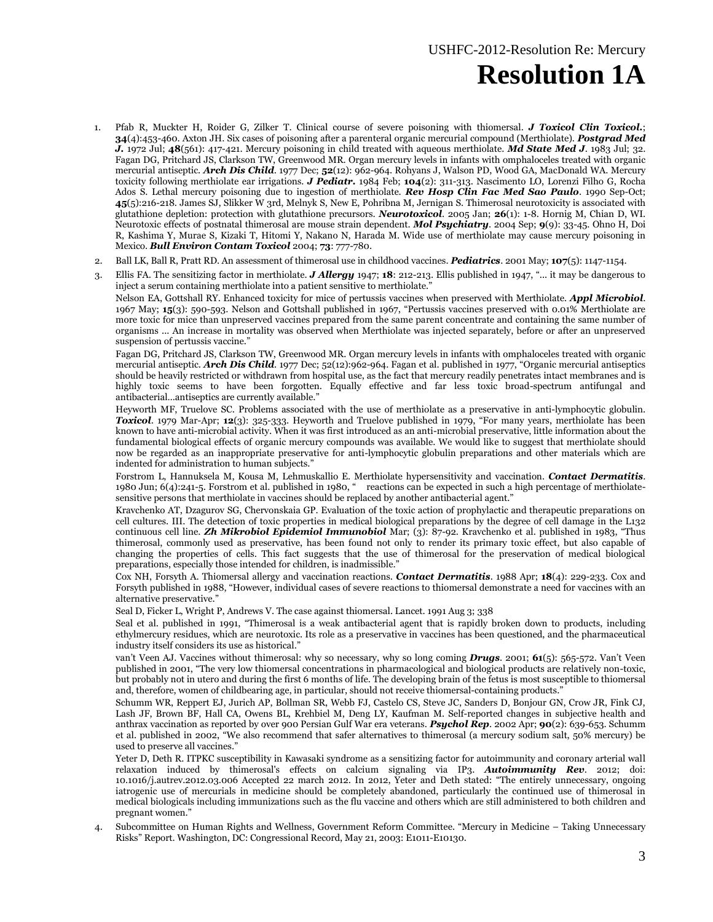# Resolution 1A

1. Pfab R, Muckter H, Roider G, Zilker T. Clinical course of severe poisoning with thiomersal. ***J Toxicol Clin Toxicol.***; **34**(4):453-460. Axton JH. Six cases of poisoning after a parenteral organic mercurial compound (Merthiolate). ***Postgrad Med J.*** 1972 Jul; **48**(561): 417-421. Mercury poisoning in child treated with aqueous merthiolate. ***Md State Med J***. 1983 Jul; 32. Fagan DG, Pritchard JS, Clarkson TW, Greenwood MR. Organ mercury levels in infants with omphaloceles treated with organic mercurial antiseptic. ***Arch Dis Child***. 1977 Dec; **52**(12): 962-964. Rohyans J, Walson PD, Wood GA, MacDonald WA. Mercury toxicity following merthiolate ear irrigations. ***J Pediatr.*** 1984 Feb; **104**(2): 311-313. Nascimento LO, Lorenzi Filho G, Rocha Ados S. Lethal mercury poisoning due to ingestion of merthiolate. ***Rev Hosp Clin Fac Med Sao Paulo***. 1990 Sep-Oct; **45**(5):216-218. James SJ, Slikker W 3rd, Melnyk S, New E, Pohribna M, Jernigan S. Thimerosal neurotoxicity is associated with glutathione depletion: protection with glutathione precursors. ***Neurotoxicol***. 2005 Jan; **26**(1): 1-8. Hornig M, Chian D, WI. Neurotoxic effects of postnatal thimerosal are mouse strain dependent. ***Mol Psychiatry***. 2004 Sep; **9**(9): 33-45. Ohno H, Doi R, Kashima Y, Murae S, Kizaki T, Hitomi Y, Nakano N, Harada M. Wide use of merthiolate may cause mercury poisoning in Mexico. ***Bull Environ Contam Toxicol*** 2004; **73**: 777-780.

2. Ball LK, Ball R, Pratt RD. An assessment of thimerosal use in childhood vaccines. ***Pediatrics***. 2001 May; **107**(5): 1147-1154.

3. Ellis FA. The sensitizing factor in merthiolate. ***J Allergy*** 1947; **18**: 212-213. Ellis published in 1947, "... it may be dangerous to inject a serum containing merthiolate into a patient sensitive to merthiolate."

   Nelson EA, Gottshall RY. Enhanced toxicity for mice of pertussis vaccines when preserved with Merthiolate. ***Appl Microbiol***. 1967 May; **15**(3): 590-593. Nelson and Gottshall published in 1967, "Pertussis vaccines preserved with 0.01% Merthiolate are more toxic for mice than unpreserved vaccines prepared from the same parent concentrate and containing the same number of organisms ... An increase in mortality was observed when Merthiolate was injected separately, before or after an unpreserved suspension of pertussis vaccine."

   Fagan DG, Pritchard JS, Clarkson TW, Greenwood MR. Organ mercury levels in infants with omphaloceles treated with organic mercurial antiseptic. ***Arch Dis Child***. 1977 Dec; 52(12):962-964. Fagan et al. published in 1977, "Organic mercurial antiseptics should be heavily restricted or withdrawn from hospital use, as the fact that mercury readily penetrates intact membranes and is highly toxic seems to have been forgotten. Equally effective and far less toxic broad-spectrum antifungal and antibacterial…antiseptics are currently available."

   Heyworth MF, Truelove SC. Problems associated with the use of merthiolate as a preservative in anti-lymphocytic globulin. ***Toxicol***. 1979 Mar-Apr; **12**(3): 325-333. Heyworth and Truelove published in 1979, "For many years, merthiolate has been known to have anti-microbial activity. When it was first introduced as an anti-microbial preservative, little information about the fundamental biological effects of organic mercury compounds was available. We would like to suggest that merthiolate should now be regarded as an inappropriate preservative for anti-lymphocytic globulin preparations and other materials which are indented for administration to human subjects."

   Forstrom L, Hannuksela M, Kousa M, Lehmuskallio E. Merthiolate hypersensitivity and vaccination. ***Contact Dermatitis***. 1980 Jun; 6(4):241-5. Forstrom et al. published in 1980, " reactions can be expected in such a high percentage of merthiolate-sensitive persons that merthiolate in vaccines should be replaced by another antibacterial agent."

   Kravchenko AT, Dzagurov SG, Chervonskaia GP. Evaluation of the toxic action of prophylactic and therapeutic preparations on cell cultures. III. The detection of toxic properties in medical biological preparations by the degree of cell damage in the L132 continuous cell line. ***Zh Mikrobiol Epidemiol Immunobiol*** Mar; (3): 87-92. Kravchenko et al. published in 1983, "Thus thimerosal, commonly used as preservative, has been found not only to render its primary toxic effect, but also capable of changing the properties of cells. This fact suggests that the use of thimerosal for the preservation of medical biological preparations, especially those intended for children, is inadmissible."

   Cox NH, Forsyth A. Thiomersal allergy and vaccination reactions. ***Contact Dermatitis***. 1988 Apr; **18**(4): 229-233. Cox and Forsyth published in 1988, "However, individual cases of severe reactions to thiomersal demonstrate a need for vaccines with an alternative preservative."

   Seal D, Ficker L, Wright P, Andrews V. The case against thiomersal. Lancet. 1991 Aug 3; 338

   Seal et al. published in 1991, "Thimerosal is a weak antibacterial agent that is rapidly broken down to products, including ethylmercury residues, which are neurotoxic. Its role as a preservative in vaccines has been questioned, and the pharmaceutical industry itself considers its use as historical."

   van't Veen AJ. Vaccines without thimerosal: why so necessary, why so long coming ***Drugs***. 2001; **61**(5): 565-572. Van't Veen published in 2001, "The very low thiomersal concentrations in pharmacological and biological products are relatively non-toxic, but probably not in utero and during the first 6 months of life. The developing brain of the fetus is most susceptible to thiomersal and, therefore, women of childbearing age, in particular, should not receive thiomersal-containing products."

   Schumm WR, Reppert EJ, Jurich AP, Bollman SR, Webb FJ, Castelo CS, Steve JC, Sanders D, Bonjour GN, Crow JR, Fink CJ, Lash JF, Brown BF, Hall CA, Owens BL, Krehbiel M, Deng LY, Kaufman M. Self-reported changes in subjective health and anthrax vaccination as reported by over 900 Persian Gulf War era veterans. ***Psychol Rep***. 2002 Apr; **90**(2): 639-653. Schumm et al. published in 2002, "We also recommend that safer alternatives to thimerosal (a mercury sodium salt, 50% mercury) be used to preserve all vaccines."

   Yeter D, Deth R. ITPKC susceptibility in Kawasaki syndrome as a sensitizing factor for autoimmunity and coronary arterial wall relaxation induced by thimerosal's effects on calcium signaling via IP3. ***Autoimmunity Rev***. 2012; doi: 10.1016/j.autrev.2012.03.006 Accepted 22 march 2012. In 2012, Yeter and Deth stated: "The entirely unnecessary, ongoing iatrogenic use of mercurials in medicine should be completely abandoned, particularly the continued use of thimerosal in medical biologicals including immunizations such as the flu vaccine and others which are still administered to both children and pregnant women."

4. Subcommittee on Human Rights and Wellness, Government Reform Committee. "Mercury in Medicine – Taking Unnecessary Risks" Report. Washington, DC: Congressional Record, May 21, 2003: E1011-E10130.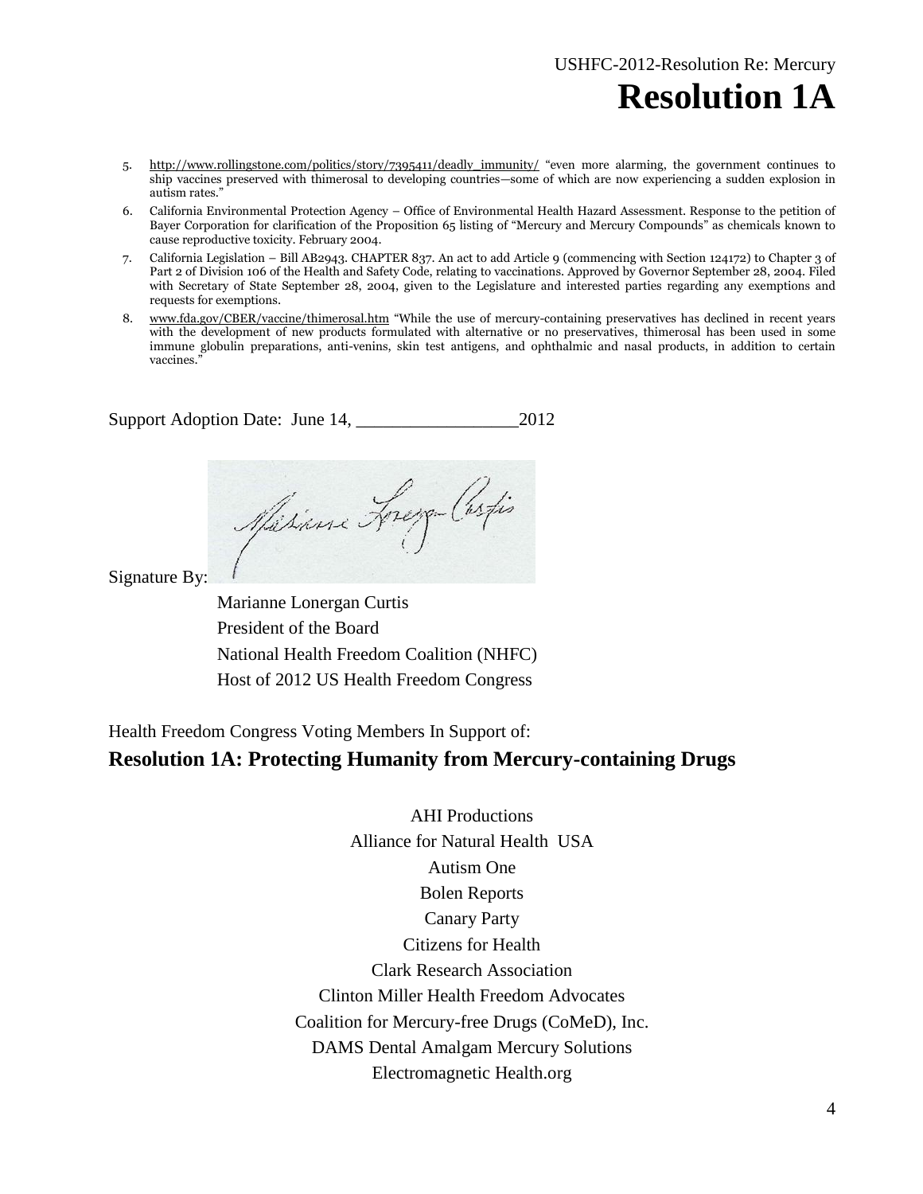5. http://www.rollingstone.com/politics/story/7395411/deadly_immunity/ "even more alarming, the government continues to ship vaccines preserved with thimerosal to developing countries—some of which are now experiencing a sudden explosion in autism rates."
6. California Environmental Protection Agency – Office of Environmental Health Hazard Assessment. Response to the petition of Bayer Corporation for clarification of the Proposition 65 listing of "Mercury and Mercury Compounds" as chemicals known to cause reproductive toxicity. February 2004.
7. California Legislation – Bill AB2943. CHAPTER 837. An act to add Article 9 (commencing with Section 124172) to Chapter 3 of Part 2 of Division 106 of the Health and Safety Code, relating to vaccinations. Approved by Governor September 28, 2004. Filed with Secretary of State September 28, 2004, given to the Legislature and interested parties regarding any exemptions and requests for exemptions.
8. www.fda.gov/CBER/vaccine/thimerosal.htm "While the use of mercury-containing preservatives has declined in recent years with the development of new products formulated with alternative or no preservatives, thimerosal has been used in some immune globulin preparations, anti-venins, skin test antigens, and ophthalmic and nasal products, in addition to certain vaccines."

Support Adoption Date: June 14, _________________2012

Signature By:

Marianne Lonergan Curtis
President of the Board
National Health Freedom Coalition (NHFC)
Host of 2012 US Health Freedom Congress

Health Freedom Congress Voting Members In Support of:

**Resolution 1A: Protecting Humanity from Mercury-containing Drugs**

AHI Productions
Alliance for Natural Health USA
Autism One
Bolen Reports
Canary Party
Citizens for Health
Clark Research Association
Clinton Miller Health Freedom Advocates
Coalition for Mercury-free Drugs (CoMeD), Inc.
DAMS Dental Amalgam Mercury Solutions
Electromagnetic Health.org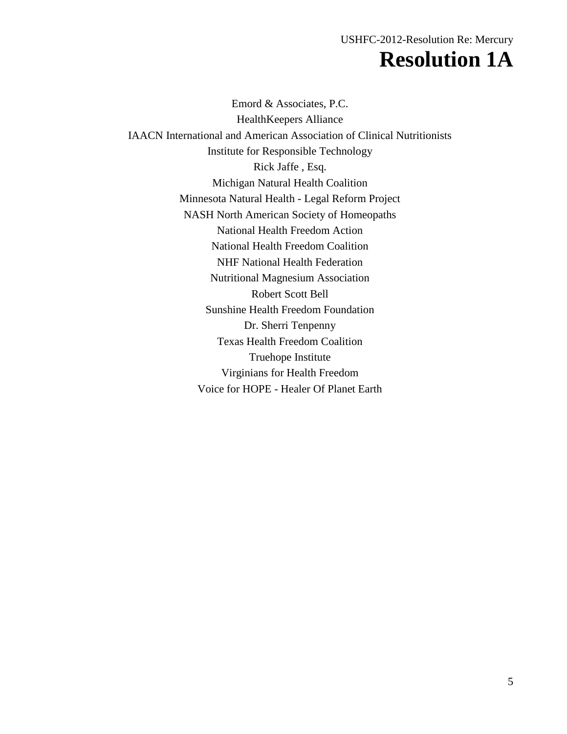# Resolution 1A

Emord & Associates, P.C.

HealthKeepers Alliance

IAACN International and American Association of Clinical Nutritionists

Institute for Responsible Technology

Rick Jaffe , Esq.

Michigan Natural Health Coalition

Minnesota Natural Health - Legal Reform Project

NASH North American Society of Homeopaths

National Health Freedom Action

National Health Freedom Coalition

NHF National Health Federation

Nutritional Magnesium Association

Robert Scott Bell

Sunshine Health Freedom Foundation

Dr. Sherri Tenpenny

Texas Health Freedom Coalition

Truehope Institute

Virginians for Health Freedom

Voice for HOPE - Healer Of Planet Earth